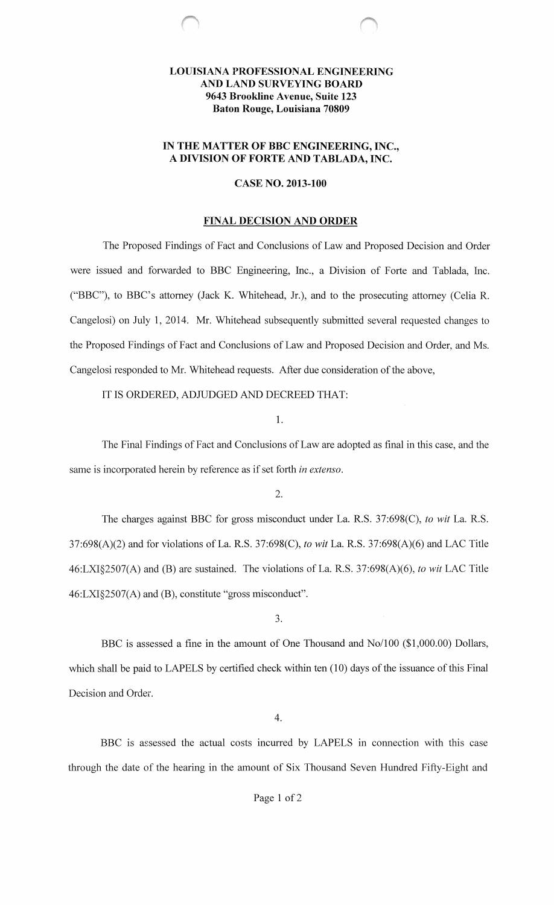**LOUISIANA PROFESSIONAL ENGINEERING AND LAND SURVEYING BOARD**
**9643 Brookline Avenue, Suite 123**
**Baton Rouge, Louisiana 70809**

**IN THE MATTER OF BBC ENGINEERING, INC., A DIVISION OF FORTE AND TABLADA, INC.**

**CASE NO. 2013-100**

## FINAL DECISION AND ORDER

The Proposed Findings of Fact and Conclusions of Law and Proposed Decision and Order were issued and forwarded to BBC Engineering, Inc., a Division of Forte and Tablada, Inc. ("BBC"), to BBC's attorney (Jack K. Whitehead, Jr.), and to the prosecuting attorney (Celia R. Cangelosi) on July 1, 2014. Mr. Whitehead subsequently submitted several requested changes to the Proposed Findings of Fact and Conclusions of Law and Proposed Decision and Order, and Ms. Cangelosi responded to Mr. Whitehead requests. After due consideration of the above,

IT IS ORDERED, ADJUDGED AND DECREED THAT:

1.

The Final Findings of Fact and Conclusions of Law are adopted as final in this case, and the same is incorporated herein by reference as if set forth *in extenso*.

2.

The charges against BBC for gross misconduct under La. R.S. 37:698(C), *to wit* La. R.S. 37:698(A)(2) and for violations of La. R.S. 37:698(C), *to wit* La. R.S. 37:698(A)(6) and LAC Title 46:LXI§2507(A) and (B) are sustained. The violations of La. R.S. 37:698(A)(6), *to wit* LAC Title 46:LXI§2507(A) and (B), constitute "gross misconduct".

3.

BBC is assessed a fine in the amount of One Thousand and No/100 ($1,000.00) Dollars, which shall be paid to LAPELS by certified check within ten (10) days of the issuance of this Final Decision and Order.

4.

BBC is assessed the actual costs incurred by LAPELS in connection with this case through the date of the hearing in the amount of Six Thousand Seven Hundred Fifty-Eight and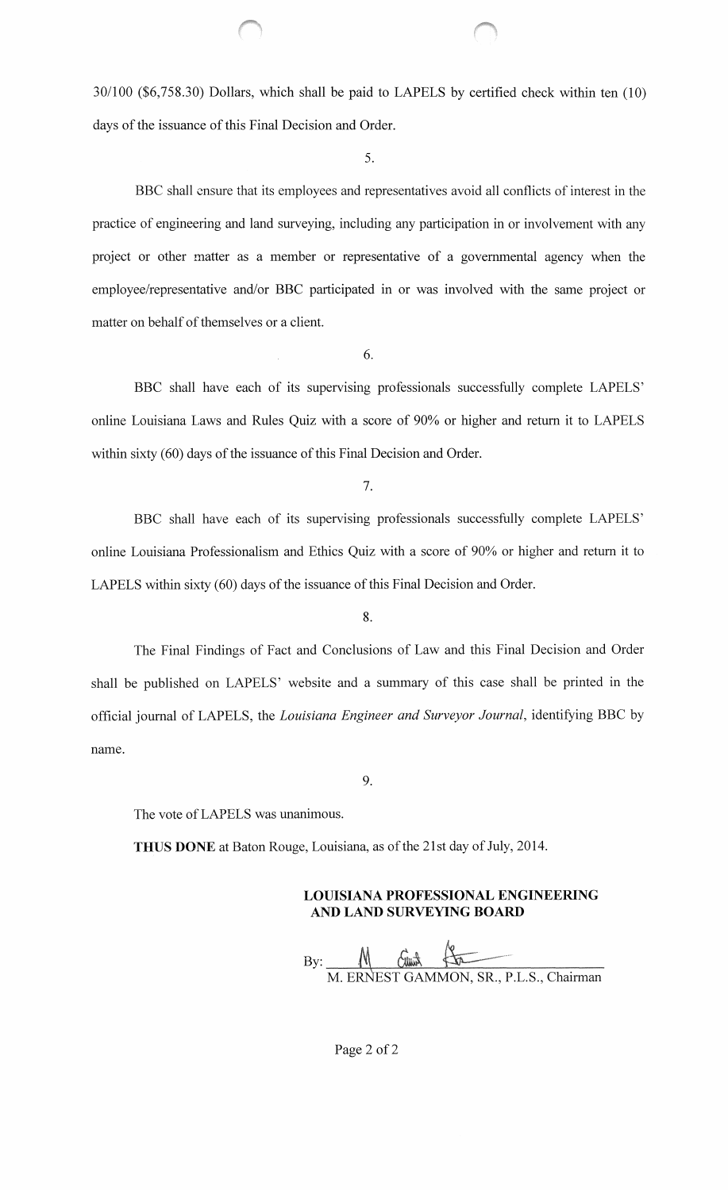30/100 ($6,758.30) Dollars, which shall be paid to LAPELS by certified check within ten (10) days of the issuance of this Final Decision and Order.

5.

BBC shall ensure that its employees and representatives avoid all conflicts of interest in the practice of engineering and land surveying, including any participation in or involvement with any project or other matter as a member or representative of a governmental agency when the employee/representative and/or BBC participated in or was involved with the same project or matter on behalf of themselves or a client.

6.

BBC shall have each of its supervising professionals successfully complete LAPELS' online Louisiana Laws and Rules Quiz with a score of 90% or higher and return it to LAPELS within sixty (60) days of the issuance of this Final Decision and Order.

7.

BBC shall have each of its supervising professionals successfully complete LAPELS' online Louisiana Professionalism and Ethics Quiz with a score of 90% or higher and return it to LAPELS within sixty (60) days of the issuance of this Final Decision and Order.

8.

The Final Findings of Fact and Conclusions of Law and this Final Decision and Order shall be published on LAPELS' website and a summary of this case shall be printed in the official journal of LAPELS, the *Louisiana Engineer and Surveyor Journal*, identifying BBC by name.

9.

The vote of LAPELS was unanimous.

**THUS DONE** at Baton Rouge, Louisiana, as of the 21st day of July, 2014.

**LOUISIANA PROFESSIONAL ENGINEERING AND LAND SURVEYING BOARD**

By: ______________________________
M. ERNEST GAMMON, SR., P.L.S., Chairman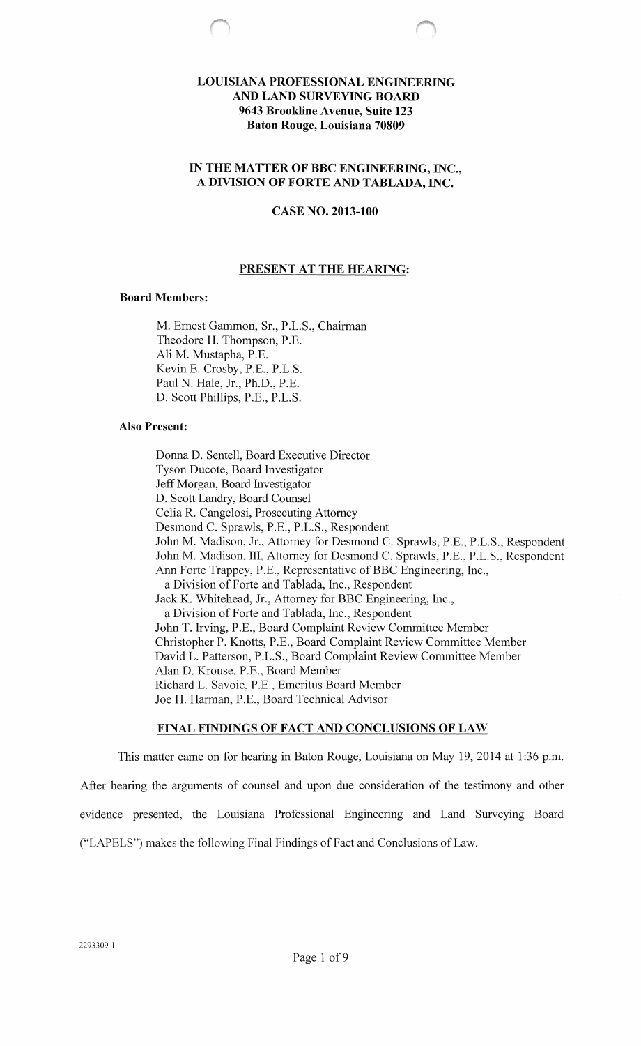**LOUISIANA PROFESSIONAL ENGINEERING AND LAND SURVEYING BOARD**
**9643 Brookline Avenue, Suite 123**
**Baton Rouge, Louisiana 70809**

**IN THE MATTER OF BBC ENGINEERING, INC.,**
**A DIVISION OF FORTE AND TABLADA, INC.**

**CASE NO. 2013-100**

## PRESENT AT THE HEARING:

**Board Members:**

M. Ernest Gammon, Sr., P.L.S., Chairman
Theodore H. Thompson, P.E.
Ali M. Mustapha, P.E.
Kevin E. Crosby, P.E., P.L.S.
Paul N. Hale, Jr., Ph.D., P.E.
D. Scott Phillips, P.E., P.L.S.

**Also Present:**

Donna D. Sentell, Board Executive Director
Tyson Ducote, Board Investigator
Jeff Morgan, Board Investigator
D. Scott Landry, Board Counsel
Celia R. Cangelosi, Prosecuting Attorney
Desmond C. Sprawls, P.E., P.L.S., Respondent
John M. Madison, Jr., Attorney for Desmond C. Sprawls, P.E., P.L.S., Respondent
John M. Madison, III, Attorney for Desmond C. Sprawls, P.E., P.L.S., Respondent
Ann Forte Trappey, P.E., Representative of BBC Engineering, Inc., a Division of Forte and Tablada, Inc., Respondent
Jack K. Whitehead, Jr., Attorney for BBC Engineering, Inc., a Division of Forte and Tablada, Inc., Respondent
John T. Irving, P.E., Board Complaint Review Committee Member
Christopher P. Knotts, P.E., Board Complaint Review Committee Member
David L. Patterson, P.L.S., Board Complaint Review Committee Member
Alan D. Krouse, P.E., Board Member
Richard L. Savoie, P.E., Emeritus Board Member
Joe H. Harman, P.E., Board Technical Advisor

## FINAL FINDINGS OF FACT AND CONCLUSIONS OF LAW

This matter came on for hearing in Baton Rouge, Louisiana on May 19, 2014 at 1:36 p.m. After hearing the arguments of counsel and upon due consideration of the testimony and other evidence presented, the Louisiana Professional Engineering and Land Surveying Board ("LAPELS") makes the following Final Findings of Fact and Conclusions of Law.

2293309-1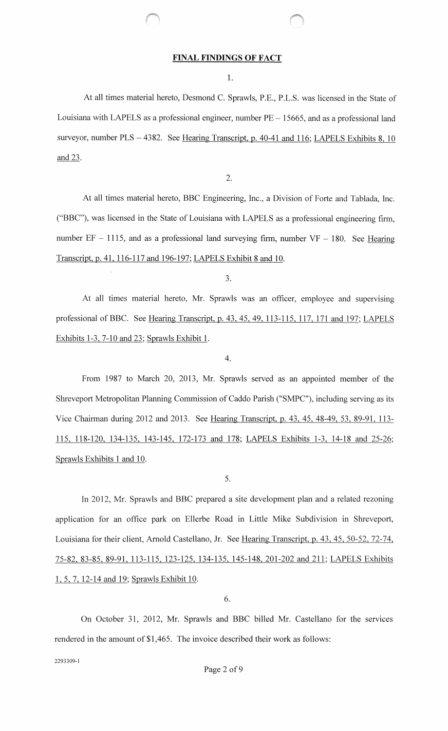**FINAL FINDINGS OF FACT**

1.

At all times material hereto, Desmond C. Sprawls, P.E., P.L.S. was licensed in the State of Louisiana with LAPELS as a professional engineer, number PE – 15665, and as a professional land surveyor, number PLS – 4382. See Hearing Transcript, p. 40-41 and 116; LAPELS Exhibits 8, 10 and 23.

2.

At all times material hereto, BBC Engineering, Inc., a Division of Forte and Tablada, Inc. ("BBC"), was licensed in the State of Louisiana with LAPELS as a professional engineering firm, number EF – 1115, and as a professional land surveying firm, number VF – 180. See Hearing Transcript, p. 41, 116-117 and 196-197; LAPELS Exhibit 8 and 10.

3.

At all times material hereto, Mr. Sprawls was an officer, employee and supervising professional of BBC. See Hearing Transcript, p. 43, 45, 49, 113-115, 117, 171 and 197; LAPELS Exhibits 1-3, 7-10 and 23; Sprawls Exhibit 1.

4.

From 1987 to March 20, 2013, Mr. Sprawls served as an appointed member of the Shreveport Metropolitan Planning Commission of Caddo Parish ("SMPC"), including serving as its Vice Chairman during 2012 and 2013. See Hearing Transcript, p. 43, 45, 48-49, 53, 89-91, 113-115, 118-120, 134-135, 143-145, 172-173 and 178; LAPELS Exhibits 1-3, 14-18 and 25-26; Sprawls Exhibits 1 and 10.

5.

In 2012, Mr. Sprawls and BBC prepared a site development plan and a related rezoning application for an office park on Ellerbe Road in Little Mike Subdivision in Shreveport, Louisiana for their client, Arnold Castellano, Jr. See Hearing Transcript, p. 43, 45, 50-52, 72-74, 75-82, 83-85, 89-91, 113-115, 123-125, 134-135, 145-148, 201-202 and 211; LAPELS Exhibits 1, 5, 7, 12-14 and 19; Sprawls Exhibit 10.

6.

On October 31, 2012, Mr. Sprawls and BBC billed Mr. Castellano for the services rendered in the amount of $1,465. The invoice described their work as follows:

2293309-1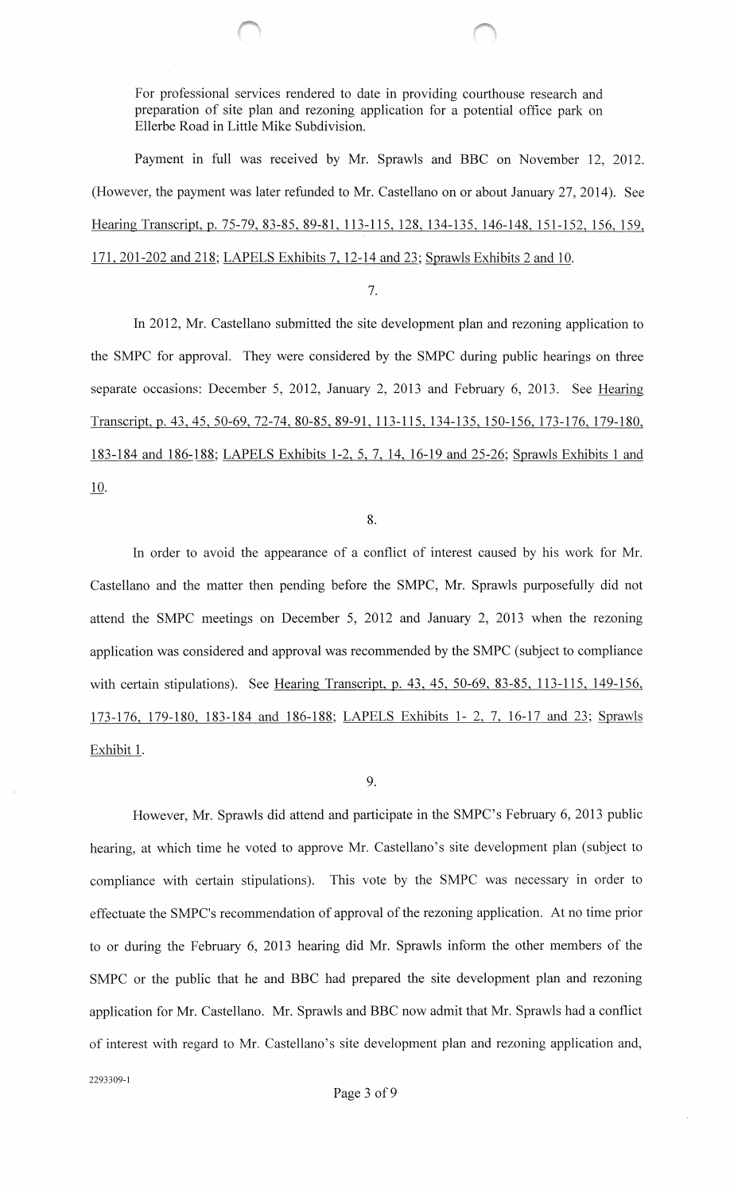For professional services rendered to date in providing courthouse research and preparation of site plan and rezoning application for a potential office park on Ellerbe Road in Little Mike Subdivision.

Payment in full was received by Mr. Sprawls and BBC on November 12, 2012. (However, the payment was later refunded to Mr. Castellano on or about January 27, 2014). See Hearing Transcript, p. 75-79, 83-85, 89-81, 113-115, 128, 134-135, 146-148, 151-152, 156, 159, 171, 201-202 and 218; LAPELS Exhibits 7, 12-14 and 23; Sprawls Exhibits 2 and 10.

7.

In 2012, Mr. Castellano submitted the site development plan and rezoning application to the SMPC for approval. They were considered by the SMPC during public hearings on three separate occasions: December 5, 2012, January 2, 2013 and February 6, 2013. See Hearing Transcript, p. 43, 45, 50-69, 72-74, 80-85, 89-91, 113-115, 134-135, 150-156, 173-176, 179-180, 183-184 and 186-188; LAPELS Exhibits 1-2, 5, 7, 14, 16-19 and 25-26; Sprawls Exhibits 1 and 10.

8.

In order to avoid the appearance of a conflict of interest caused by his work for Mr. Castellano and the matter then pending before the SMPC, Mr. Sprawls purposefully did not attend the SMPC meetings on December 5, 2012 and January 2, 2013 when the rezoning application was considered and approval was recommended by the SMPC (subject to compliance with certain stipulations). See Hearing Transcript, p. 43, 45, 50-69, 83-85, 113-115, 149-156, 173-176, 179-180, 183-184 and 186-188; LAPELS Exhibits 1- 2, 7, 16-17 and 23; Sprawls Exhibit 1.

9.

However, Mr. Sprawls did attend and participate in the SMPC's February 6, 2013 public hearing, at which time he voted to approve Mr. Castellano's site development plan (subject to compliance with certain stipulations). This vote by the SMPC was necessary in order to effectuate the SMPC's recommendation of approval of the rezoning application. At no time prior to or during the February 6, 2013 hearing did Mr. Sprawls inform the other members of the SMPC or the public that he and BBC had prepared the site development plan and rezoning application for Mr. Castellano. Mr. Sprawls and BBC now admit that Mr. Sprawls had a conflict of interest with regard to Mr. Castellano's site development plan and rezoning application and,

2293309-1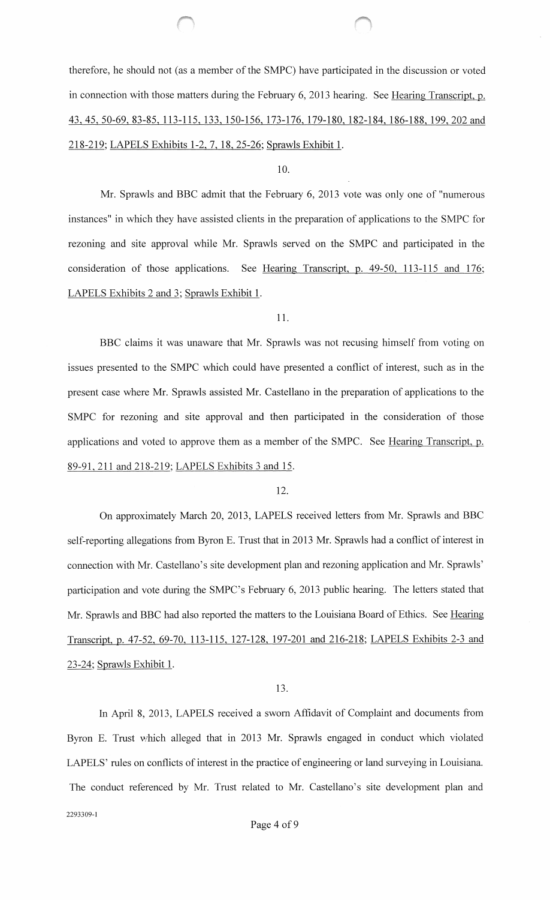therefore, he should not (as a member of the SMPC) have participated in the discussion or voted in connection with those matters during the February 6, 2013 hearing. See Hearing Transcript, p. 43, 45, 50-69, 83-85, 113-115, 133, 150-156, 173-176, 179-180, 182-184, 186-188, 199, 202 and 218-219; LAPELS Exhibits 1-2, 7, 18, 25-26; Sprawls Exhibit 1.

10.

Mr. Sprawls and BBC admit that the February 6, 2013 vote was only one of "numerous instances" in which they have assisted clients in the preparation of applications to the SMPC for rezoning and site approval while Mr. Sprawls served on the SMPC and participated in the consideration of those applications. See Hearing Transcript, p. 49-50, 113-115 and 176; LAPELS Exhibits 2 and 3; Sprawls Exhibit 1.

11.

BBC claims it was unaware that Mr. Sprawls was not recusing himself from voting on issues presented to the SMPC which could have presented a conflict of interest, such as in the present case where Mr. Sprawls assisted Mr. Castellano in the preparation of applications to the SMPC for rezoning and site approval and then participated in the consideration of those applications and voted to approve them as a member of the SMPC. See Hearing Transcript, p. 89-91, 211 and 218-219; LAPELS Exhibits 3 and 15.

12.

On approximately March 20, 2013, LAPELS received letters from Mr. Sprawls and BBC self-reporting allegations from Byron E. Trust that in 2013 Mr. Sprawls had a conflict of interest in connection with Mr. Castellano's site development plan and rezoning application and Mr. Sprawls' participation and vote during the SMPC's February 6, 2013 public hearing. The letters stated that Mr. Sprawls and BBC had also reported the matters to the Louisiana Board of Ethics. See Hearing Transcript, p. 47-52, 69-70, 113-115, 127-128, 197-201 and 216-218; LAPELS Exhibits 2-3 and 23-24; Sprawls Exhibit 1.

13.

In April 8, 2013, LAPELS received a sworn Affidavit of Complaint and documents from Byron E. Trust which alleged that in 2013 Mr. Sprawls engaged in conduct which violated LAPELS' rules on conflicts of interest in the practice of engineering or land surveying in Louisiana. The conduct referenced by Mr. Trust related to Mr. Castellano's site development plan and

2293309-1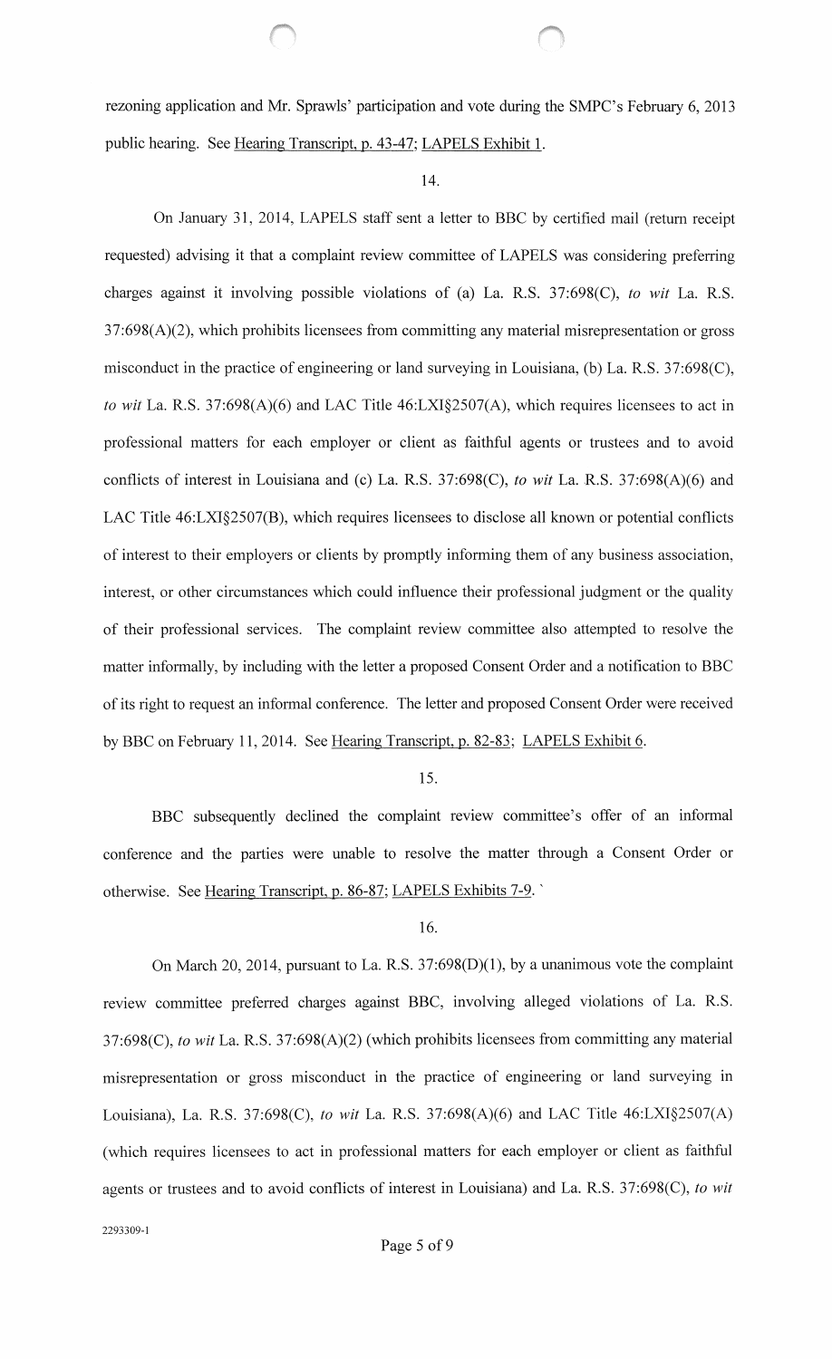rezoning application and Mr. Sprawls' participation and vote during the SMPC's February 6, 2013 public hearing. See Hearing Transcript, p. 43-47; LAPELS Exhibit 1.

14.

On January 31, 2014, LAPELS staff sent a letter to BBC by certified mail (return receipt requested) advising it that a complaint review committee of LAPELS was considering preferring charges against it involving possible violations of (a) La. R.S. 37:698(C), *to wit* La. R.S. 37:698(A)(2), which prohibits licensees from committing any material misrepresentation or gross misconduct in the practice of engineering or land surveying in Louisiana, (b) La. R.S. 37:698(C), *to wit* La. R.S. 37:698(A)(6) and LAC Title 46:LXI§2507(A), which requires licensees to act in professional matters for each employer or client as faithful agents or trustees and to avoid conflicts of interest in Louisiana and (c) La. R.S. 37:698(C), *to wit* La. R.S. 37:698(A)(6) and LAC Title 46:LXI§2507(B), which requires licensees to disclose all known or potential conflicts of interest to their employers or clients by promptly informing them of any business association, interest, or other circumstances which could influence their professional judgment or the quality of their professional services. The complaint review committee also attempted to resolve the matter informally, by including with the letter a proposed Consent Order and a notification to BBC of its right to request an informal conference. The letter and proposed Consent Order were received by BBC on February 11, 2014. See Hearing Transcript, p. 82-83; LAPELS Exhibit 6.

15.

BBC subsequently declined the complaint review committee's offer of an informal conference and the parties were unable to resolve the matter through a Consent Order or otherwise. See Hearing Transcript, p. 86-87; LAPELS Exhibits 7-9.

16.

On March 20, 2014, pursuant to La. R.S. 37:698(D)(1), by a unanimous vote the complaint review committee preferred charges against BBC, involving alleged violations of La. R.S. 37:698(C), *to wit* La. R.S. 37:698(A)(2) (which prohibits licensees from committing any material misrepresentation or gross misconduct in the practice of engineering or land surveying in Louisiana), La. R.S. 37:698(C), *to wit* La. R.S. 37:698(A)(6) and LAC Title 46:LXI§2507(A) (which requires licensees to act in professional matters for each employer or client as faithful agents or trustees and to avoid conflicts of interest in Louisiana) and La. R.S. 37:698(C), *to wit*

2293309-1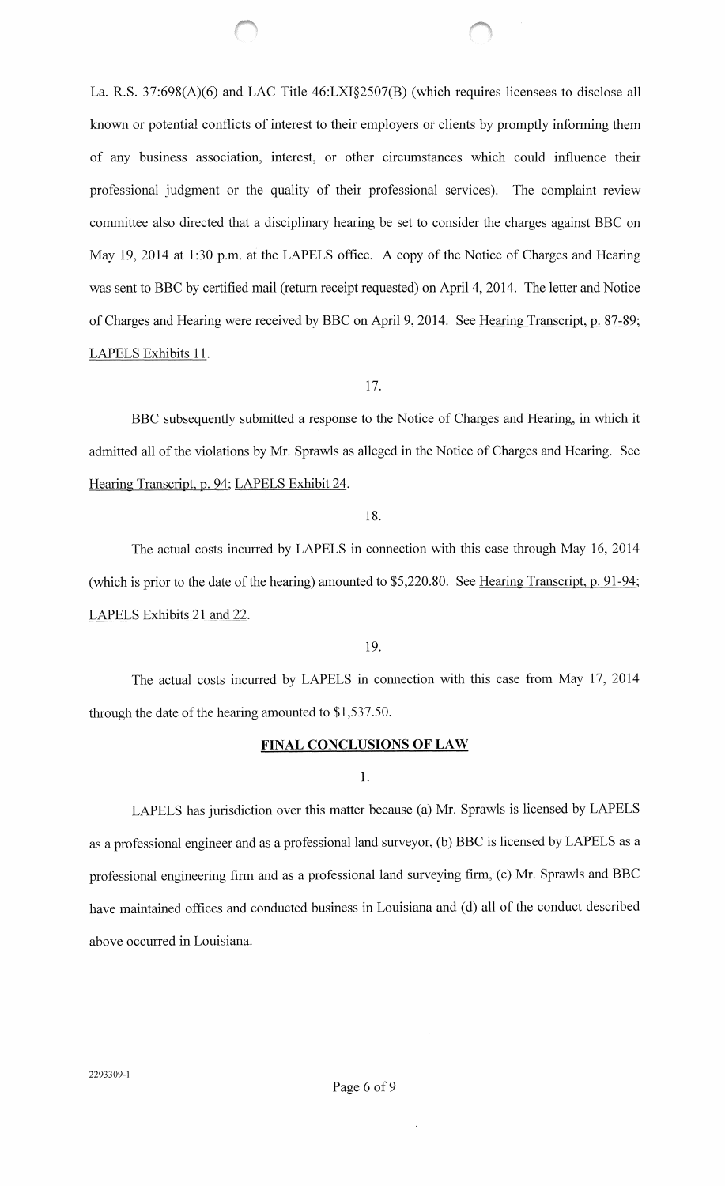La. R.S. 37:698(A)(6) and LAC Title 46:LXI§2507(B) (which requires licensees to disclose all known or potential conflicts of interest to their employers or clients by promptly informing them of any business association, interest, or other circumstances which could influence their professional judgment or the quality of their professional services). The complaint review committee also directed that a disciplinary hearing be set to consider the charges against BBC on May 19, 2014 at 1:30 p.m. at the LAPELS office. A copy of the Notice of Charges and Hearing was sent to BBC by certified mail (return receipt requested) on April 4, 2014. The letter and Notice of Charges and Hearing were received by BBC on April 9, 2014. See Hearing Transcript, p. 87-89; LAPELS Exhibits 11.

17.

BBC subsequently submitted a response to the Notice of Charges and Hearing, in which it admitted all of the violations by Mr. Sprawls as alleged in the Notice of Charges and Hearing. See Hearing Transcript, p. 94; LAPELS Exhibit 24.

18.

The actual costs incurred by LAPELS in connection with this case through May 16, 2014 (which is prior to the date of the hearing) amounted to $5,220.80. See Hearing Transcript, p. 91-94; LAPELS Exhibits 21 and 22.

19.

The actual costs incurred by LAPELS in connection with this case from May 17, 2014 through the date of the hearing amounted to $1,537.50.

## FINAL CONCLUSIONS OF LAW

1.

LAPELS has jurisdiction over this matter because (a) Mr. Sprawls is licensed by LAPELS as a professional engineer and as a professional land surveyor, (b) BBC is licensed by LAPELS as a professional engineering firm and as a professional land surveying firm, (c) Mr. Sprawls and BBC have maintained offices and conducted business in Louisiana and (d) all of the conduct described above occurred in Louisiana.

2293309-1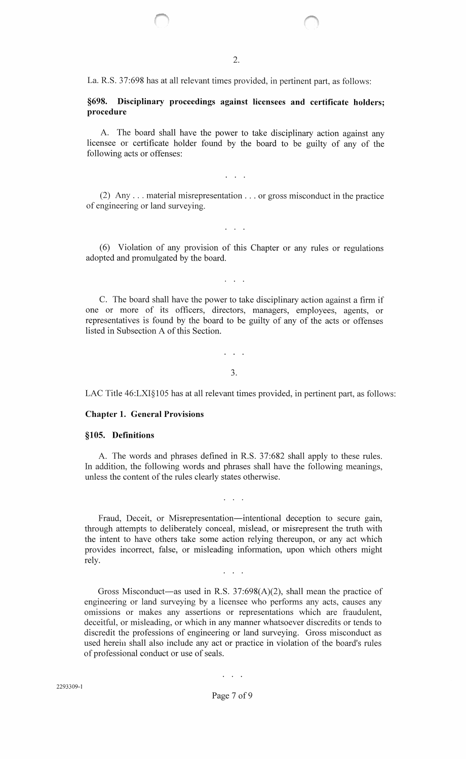2.

La. R.S. 37:698 has at all relevant times provided, in pertinent part, as follows:

**§698. Disciplinary proceedings against licensees and certificate holders; procedure**

A. The board shall have the power to take disciplinary action against any licensee or certificate holder found by the board to be guilty of any of the following acts or offenses:

. . .

(2) Any . . . material misrepresentation . . . or gross misconduct in the practice of engineering or land surveying.

. . .

(6) Violation of any provision of this Chapter or any rules or regulations adopted and promulgated by the board.

. . .

C. The board shall have the power to take disciplinary action against a firm if one or more of its officers, directors, managers, employees, agents, or representatives is found by the board to be guilty of any of the acts or offenses listed in Subsection A of this Section.

. . .

3.

LAC Title 46:LXI§105 has at all relevant times provided, in pertinent part, as follows:

**Chapter 1. General Provisions**

**§105. Definitions**

A. The words and phrases defined in R.S. 37:682 shall apply to these rules. In addition, the following words and phrases shall have the following meanings, unless the content of the rules clearly states otherwise.

. . .

Fraud, Deceit, or Misrepresentation—intentional deception to secure gain, through attempts to deliberately conceal, mislead, or misrepresent the truth with the intent to have others take some action relying thereupon, or any act which provides incorrect, false, or misleading information, upon which others might rely.

. . .

Gross Misconduct—as used in R.S. 37:698(A)(2), shall mean the practice of engineering or land surveying by a licensee who performs any acts, causes any omissions or makes any assertions or representations which are fraudulent, deceitful, or misleading, or which in any manner whatsoever discredits or tends to discredit the professions of engineering or land surveying. Gross misconduct as used herein shall also include any act or practice in violation of the board's rules of professional conduct or use of seals.

. . .

2293309-1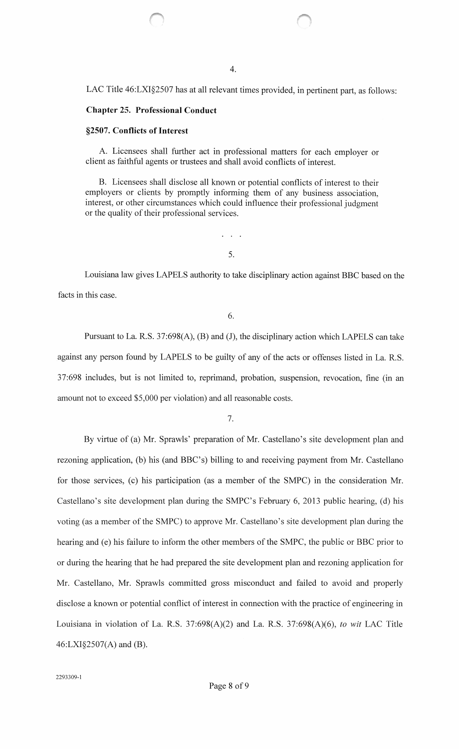4.

LAC Title 46:LXI§2507 has at all relevant times provided, in pertinent part, as follows:

**Chapter 25. Professional Conduct**

**§2507. Conflicts of Interest**

A. Licensees shall further act in professional matters for each employer or client as faithful agents or trustees and shall avoid conflicts of interest.

B. Licensees shall disclose all known or potential conflicts of interest to their employers or clients by promptly informing them of any business association, interest, or other circumstances which could influence their professional judgment or the quality of their professional services.

. . .

5.

Louisiana law gives LAPELS authority to take disciplinary action against BBC based on the facts in this case.

6.

Pursuant to La. R.S. 37:698(A), (B) and (J), the disciplinary action which LAPELS can take against any person found by LAPELS to be guilty of any of the acts or offenses listed in La. R.S. 37:698 includes, but is not limited to, reprimand, probation, suspension, revocation, fine (in an amount not to exceed $5,000 per violation) and all reasonable costs.

7.

By virtue of (a) Mr. Sprawls' preparation of Mr. Castellano's site development plan and rezoning application, (b) his (and BBC's) billing to and receiving payment from Mr. Castellano for those services, (c) his participation (as a member of the SMPC) in the consideration Mr. Castellano's site development plan during the SMPC's February 6, 2013 public hearing, (d) his voting (as a member of the SMPC) to approve Mr. Castellano's site development plan during the hearing and (e) his failure to inform the other members of the SMPC, the public or BBC prior to or during the hearing that he had prepared the site development plan and rezoning application for Mr. Castellano, Mr. Sprawls committed gross misconduct and failed to avoid and properly disclose a known or potential conflict of interest in connection with the practice of engineering in Louisiana in violation of La. R.S. 37:698(A)(2) and La. R.S. 37:698(A)(6), *to wit* LAC Title 46:LXI§2507(A) and (B).

2293309-1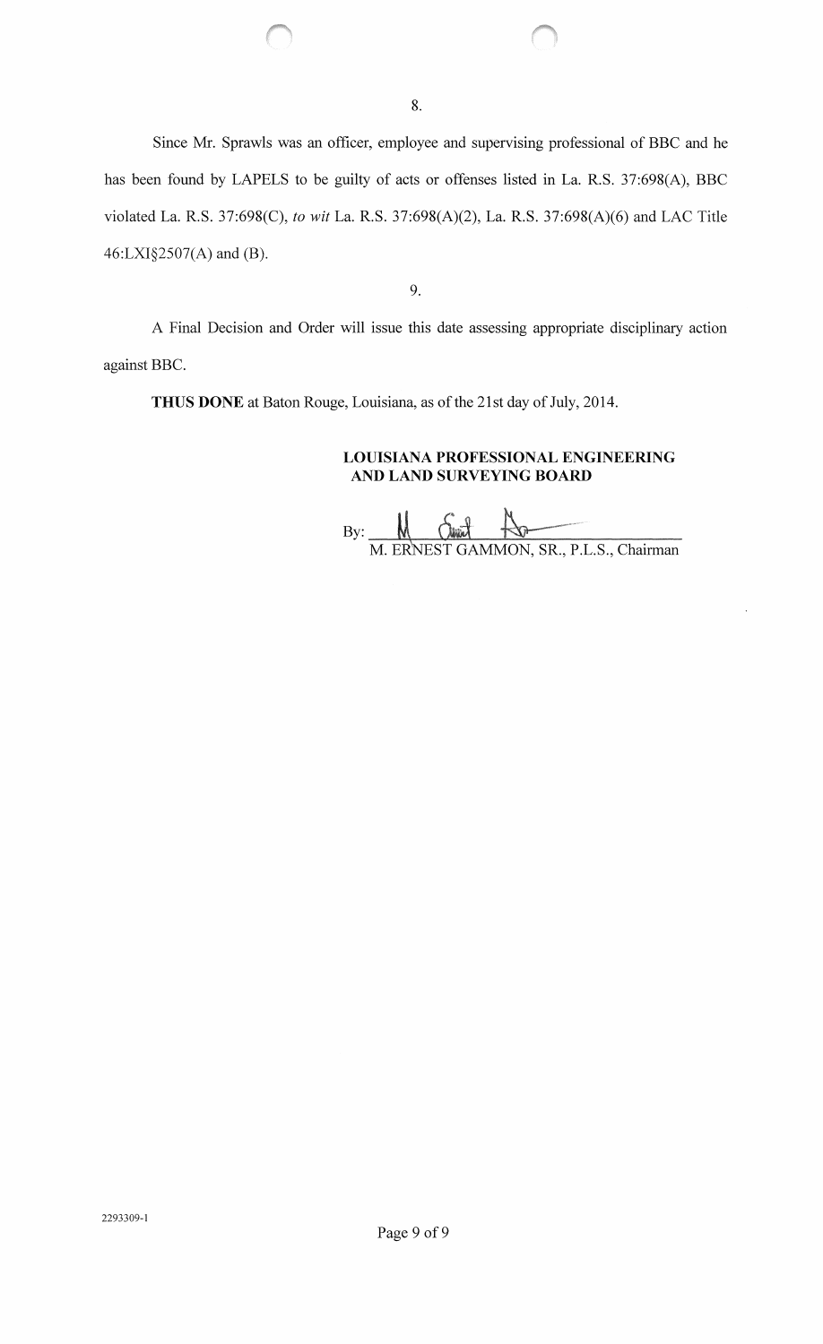8.

Since Mr. Sprawls was an officer, employee and supervising professional of BBC and he has been found by LAPELS to be guilty of acts or offenses listed in La. R.S. 37:698(A), BBC violated La. R.S. 37:698(C), *to wit* La. R.S. 37:698(A)(2), La. R.S. 37:698(A)(6) and LAC Title 46:LXI§2507(A) and (B).

9.

A Final Decision and Order will issue this date assessing appropriate disciplinary action against BBC.

**THUS DONE** at Baton Rouge, Louisiana, as of the 21st day of July, 2014.

**LOUISIANA PROFESSIONAL ENGINEERING AND LAND SURVEYING BOARD**

By: ______________________________
M. ERNEST GAMMON, SR., P.L.S., Chairman

2293309-1